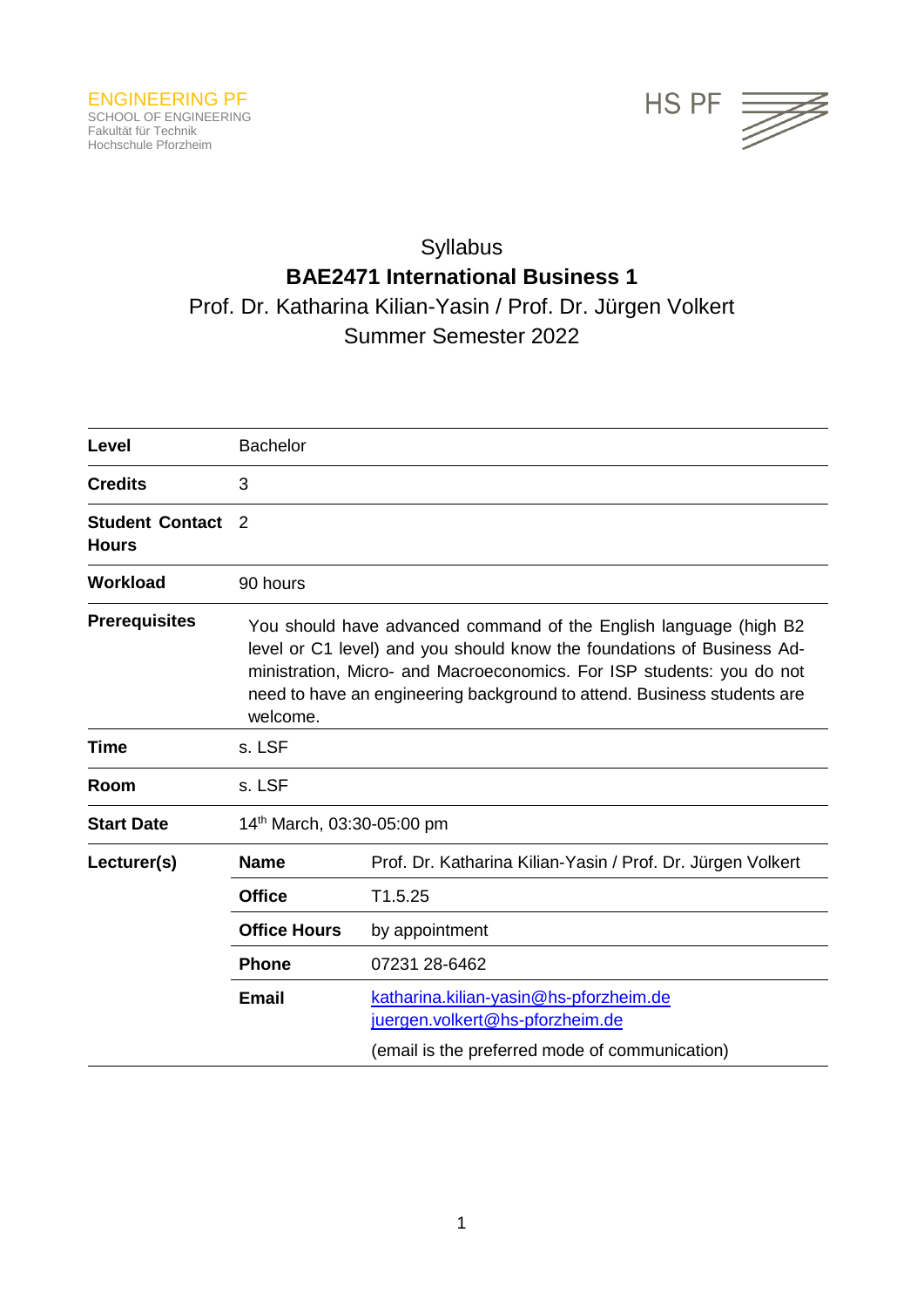ENGINEERING PF
SCHOOL OF ENGINEERING
Fakultät für Technik
Hochschule Pforzheim

HS PF

# Syllabus
## BAE2471 International Business 1
Prof. Dr. Katharina Kilian-Yasin / Prof. Dr. Jürgen Volkert
Summer Semester 2022

| | | |
|---|---|---|
| **Level** | Bachelor | |
| **Credits** | 3 | |
| **Student Contact Hours** | 2 | |
| **Workload** | 90 hours | |
| **Prerequisites** | You should have advanced command of the English language (high B2 level or C1 level) and you should know the foundations of Business Administration, Micro- and Macroeconomics. For ISP students: you do not need to have an engineering background to attend. Business students are welcome. | |
| **Time** | s. LSF | |
| **Room** | s. LSF | |
| **Start Date** | 14th March, 03:30-05:00 pm | |
| **Lecturer(s)** | **Name** | Prof. Dr. Katharina Kilian-Yasin / Prof. Dr. Jürgen Volkert |
| | **Office** | T1.5.25 |
| | **Office Hours** | by appointment |
| | **Phone** | 07231 28-6462 |
| | **Email** | katharina.kilian-yasin@hs-pforzheim.de juergen.volkert@hs-pforzheim.de (email is the preferred mode of communication) |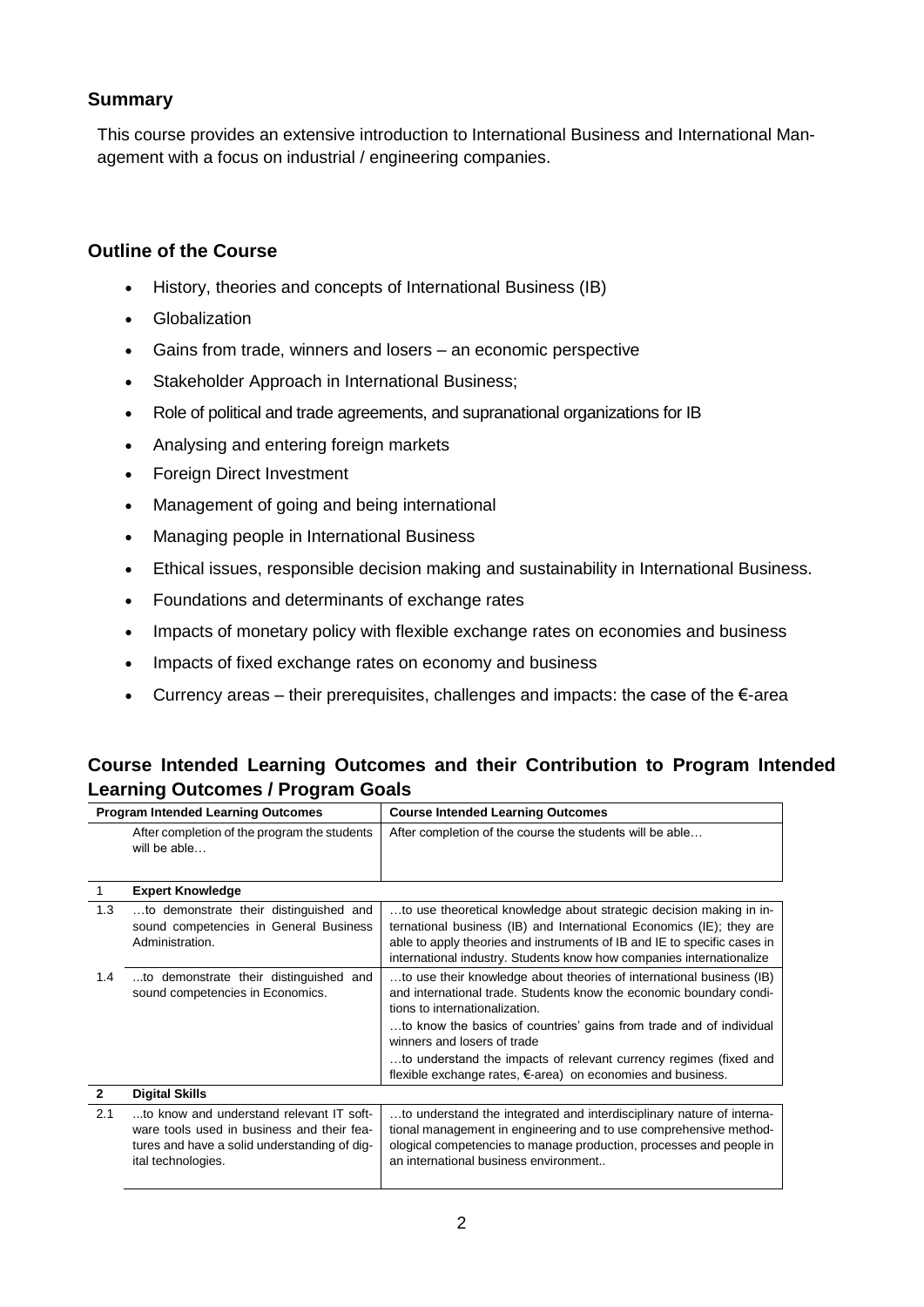## Summary

This course provides an extensive introduction to International Business and International Management with a focus on industrial / engineering companies.

## Outline of the Course

- History, theories and concepts of International Business (IB)
- Globalization
- Gains from trade, winners and losers – an economic perspective
- Stakeholder Approach in International Business;
- Role of political and trade agreements, and supranational organizations for IB
- Analysing and entering foreign markets
- Foreign Direct Investment
- Management of going and being international
- Managing people in International Business
- Ethical issues, responsible decision making and sustainability in International Business.
- Foundations and determinants of exchange rates
- Impacts of monetary policy with flexible exchange rates on economies and business
- Impacts of fixed exchange rates on economy and business
- Currency areas – their prerequisites, challenges and impacts: the case of the €-area

## Course Intended Learning Outcomes and their Contribution to Program Intended Learning Outcomes / Program Goals

| Program Intended Learning Outcomes | | Course Intended Learning Outcomes |
|---|---|---|
| | After completion of the program the students will be able… | After completion of the course the students will be able… |
| **1** | **Expert Knowledge** | |
| 1.3 | …to demonstrate their distinguished and sound competencies in General Business Administration. | …to use theoretical knowledge about strategic decision making in international business (IB) and International Economics (IE); they are able to apply theories and instruments of IB and IE to specific cases in international industry. Students know how companies internationalize |
| 1.4 | ...to demonstrate their distinguished and sound competencies in Economics. | …to use their knowledge about theories of international business (IB) and international trade. Students know the economic boundary conditions to internationalization.<br>…to know the basics of countries' gains from trade and of individual winners and losers of trade<br>…to understand the impacts of relevant currency regimes (fixed and flexible exchange rates, €-area) on economies and business. |
| **2** | **Digital Skills** | |
| 2.1 | ...to know and understand relevant IT software tools used in business and their features and have a solid understanding of digital technologies. | …to understand the integrated and interdisciplinary nature of international management in engineering and to use comprehensive methodological competencies to manage production, processes and people in an international business environment.. |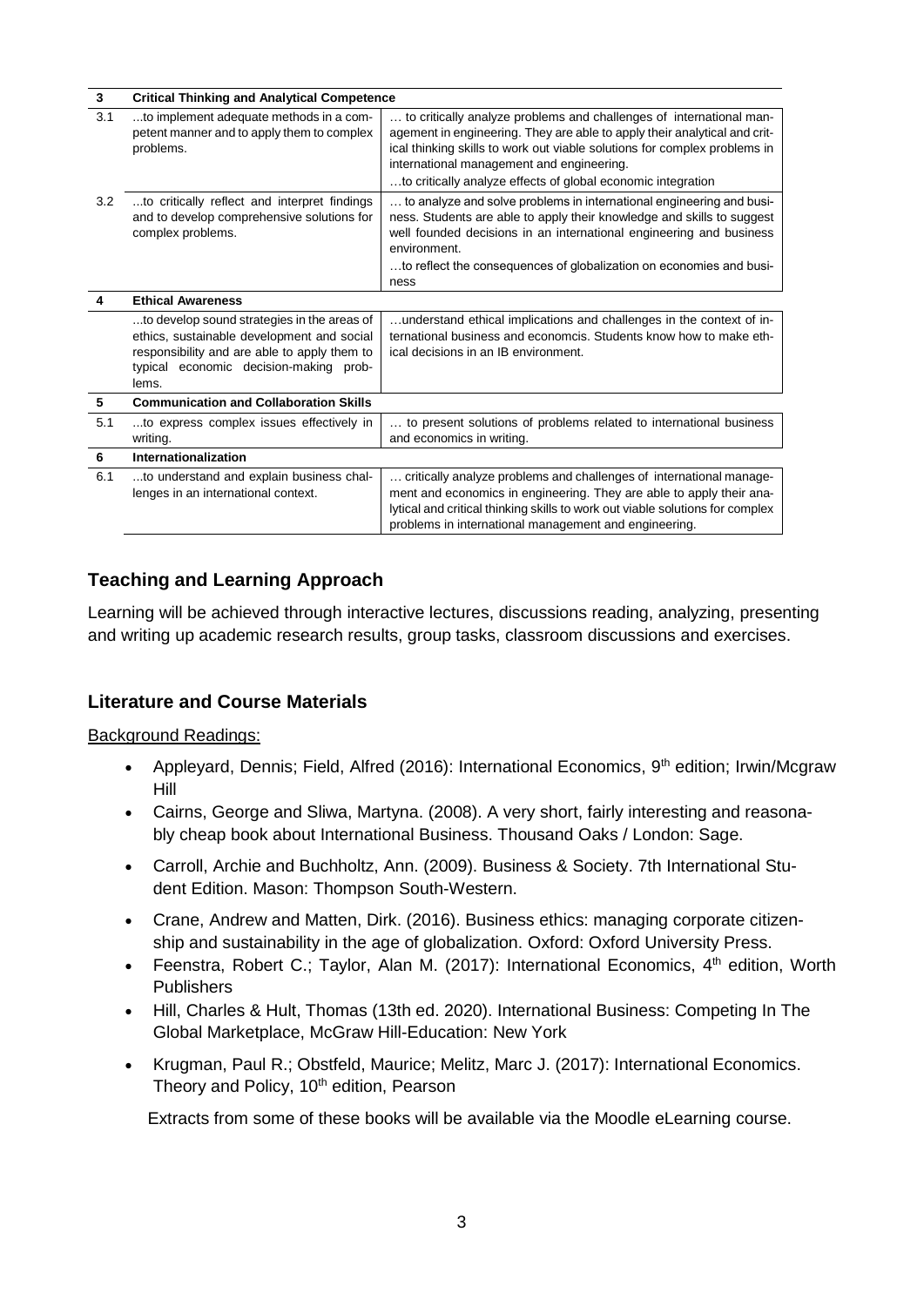| 3 | **Critical Thinking and Analytical Competence** | |
|---|---|---|
| 3.1 | ...to implement adequate methods in a competent manner and to apply them to complex problems. | … to critically analyze problems and challenges of international management in engineering. They are able to apply their analytical and critical thinking skills to work out viable solutions for complex problems in international management and engineering.<br>…to critically analyze effects of global economic integration |
| 3.2 | ...to critically reflect and interpret findings and to develop comprehensive solutions for complex problems. | … to analyze and solve problems in international engineering and business. Students are able to apply their knowledge and skills to suggest well founded decisions in an international engineering and business environment.<br>…to reflect the consequences of globalization on economies and business |
| **4** | **Ethical Awareness** | |
| | ...to develop sound strategies in the areas of ethics, sustainable development and social responsibility and are able to apply them to typical economic decision-making problems. | …understand ethical implications and challenges in the context of international business and economcis. Students know how to make ethical decisions in an IB environment. |
| **5** | **Communication and Collaboration Skills** | |
| 5.1 | ...to express complex issues effectively in writing. | … to present solutions of problems related to international business and economics in writing. |
| **6** | **Internationalization** | |
| 6.1 | ...to understand and explain business challenges in an international context. | … critically analyze problems and challenges of international management and economics in engineering. They are able to apply their analytical and critical thinking skills to work out viable solutions for complex problems in international management and engineering. |

## Teaching and Learning Approach

Learning will be achieved through interactive lectures, discussions reading, analyzing, presenting and writing up academic research results, group tasks, classroom discussions and exercises.

## Literature and Course Materials

Background Readings:

- Appleyard, Dennis; Field, Alfred (2016): International Economics, 9th edition; Irwin/Mcgraw Hill
- Cairns, George and Sliwa, Martyna. (2008). A very short, fairly interesting and reasonably cheap book about International Business. Thousand Oaks / London: Sage.
- Carroll, Archie and Buchholtz, Ann. (2009). Business & Society. 7th International Student Edition. Mason: Thompson South-Western.
- Crane, Andrew and Matten, Dirk. (2016). Business ethics: managing corporate citizenship and sustainability in the age of globalization. Oxford: Oxford University Press.
- Feenstra, Robert C.; Taylor, Alan M. (2017): International Economics, 4th edition, Worth Publishers
- Hill, Charles & Hult, Thomas (13th ed. 2020). International Business: Competing In The Global Marketplace, McGraw Hill-Education: New York
- Krugman, Paul R.; Obstfeld, Maurice; Melitz, Marc J. (2017): International Economics. Theory and Policy, 10th edition, Pearson

Extracts from some of these books will be available via the Moodle eLearning course.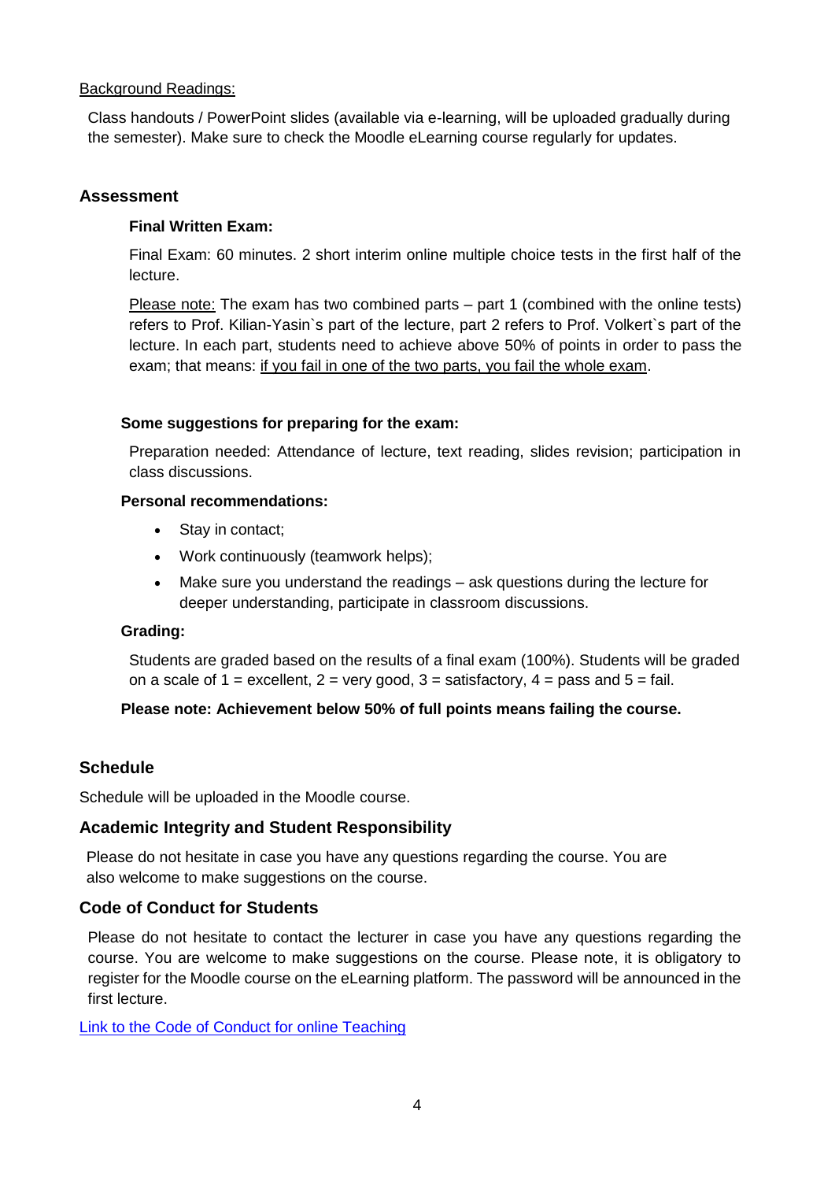Background Readings:

Class handouts / PowerPoint slides (available via e-learning, will be uploaded gradually during the semester). Make sure to check the Moodle eLearning course regularly for updates.

## Assessment

**Final Written Exam:**

Final Exam: 60 minutes. 2 short interim online multiple choice tests in the first half of the lecture.

Please note: The exam has two combined parts – part 1 (combined with the online tests) refers to Prof. Kilian-Yasin`s part of the lecture, part 2 refers to Prof. Volkert`s part of the lecture. In each part, students need to achieve above 50% of points in order to pass the exam; that means: if you fail in one of the two parts, you fail the whole exam.

**Some suggestions for preparing for the exam:**

Preparation needed: Attendance of lecture, text reading, slides revision; participation in class discussions.

**Personal recommendations:**

- Stay in contact;
- Work continuously (teamwork helps);
- Make sure you understand the readings – ask questions during the lecture for deeper understanding, participate in classroom discussions.

**Grading:**

Students are graded based on the results of a final exam (100%). Students will be graded on a scale of 1 = excellent, 2 = very good, 3 = satisfactory, 4 = pass and 5 = fail.

**Please note: Achievement below 50% of full points means failing the course.**

## Schedule

Schedule will be uploaded in the Moodle course.

## Academic Integrity and Student Responsibility

Please do not hesitate in case you have any questions regarding the course. You are also welcome to make suggestions on the course.

## Code of Conduct for Students

Please do not hesitate to contact the lecturer in case you have any questions regarding the course. You are welcome to make suggestions on the course. Please note, it is obligatory to register for the Moodle course on the eLearning platform. The password will be announced in the first lecture.

Link to the Code of Conduct for online Teaching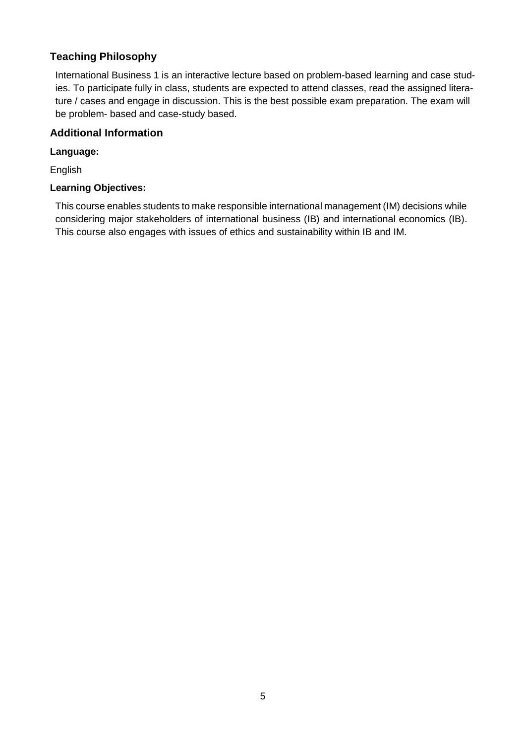## Teaching Philosophy

International Business 1 is an interactive lecture based on problem-based learning and case studies. To participate fully in class, students are expected to attend classes, read the assigned literature / cases and engage in discussion. This is the best possible exam preparation. The exam will be problem- based and case-study based.

## Additional Information

**Language:**

English

**Learning Objectives:**

This course enables students to make responsible international management (IM) decisions while considering major stakeholders of international business (IB) and international economics (IB). This course also engages with issues of ethics and sustainability within IB and IM.